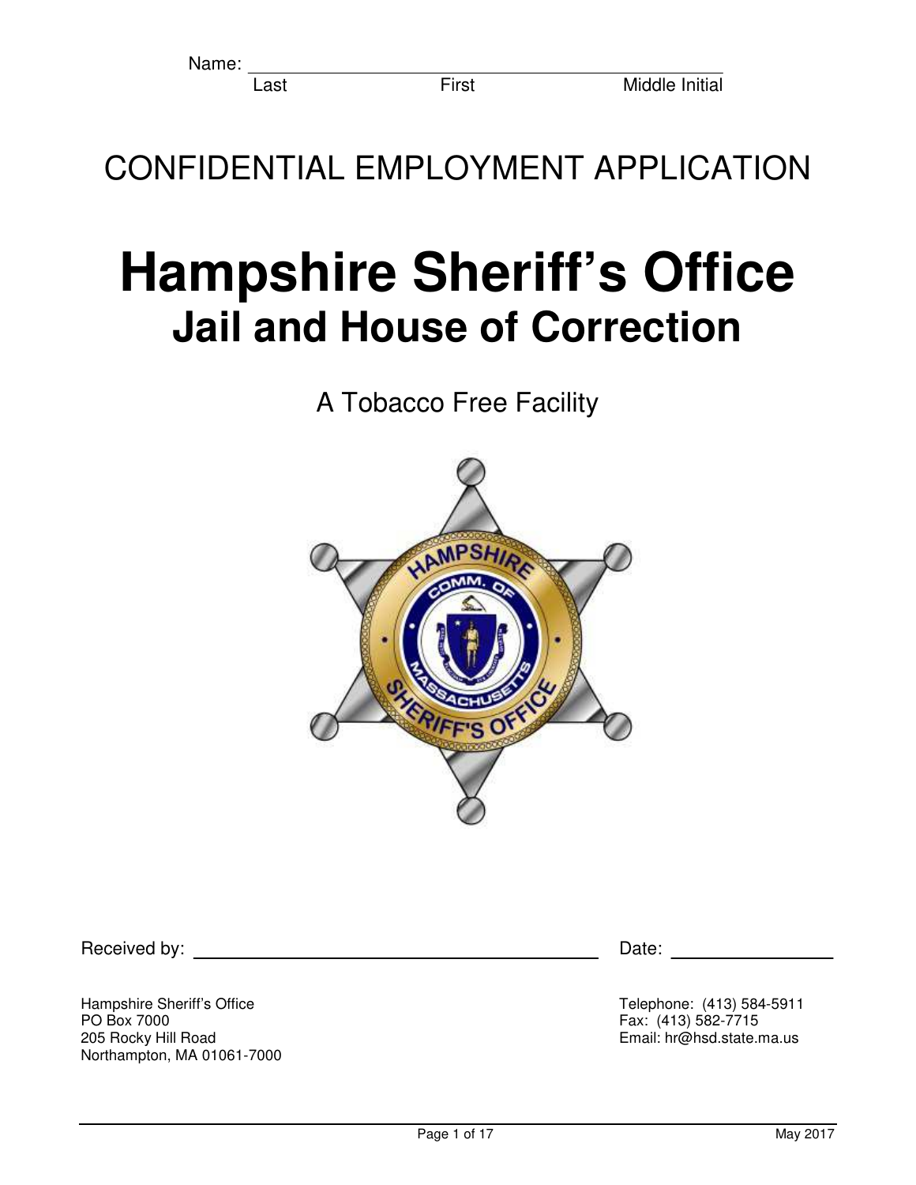Name: ______________________________________________
Last                    First                    Middle Initial

CONFIDENTIAL EMPLOYMENT APPLICATION

# Hampshire Sheriff's Office

## Jail and House of Correction

A Tobacco Free Facility

Received by: ______________________________ Date: ______________

Hampshire Sheriff's Office
PO Box 7000
205 Rocky Hill Road
Northampton, MA 01061-7000

Telephone: (413) 584-5911
Fax: (413) 582-7715
Email: hr@hsd.state.ma.us

May 2017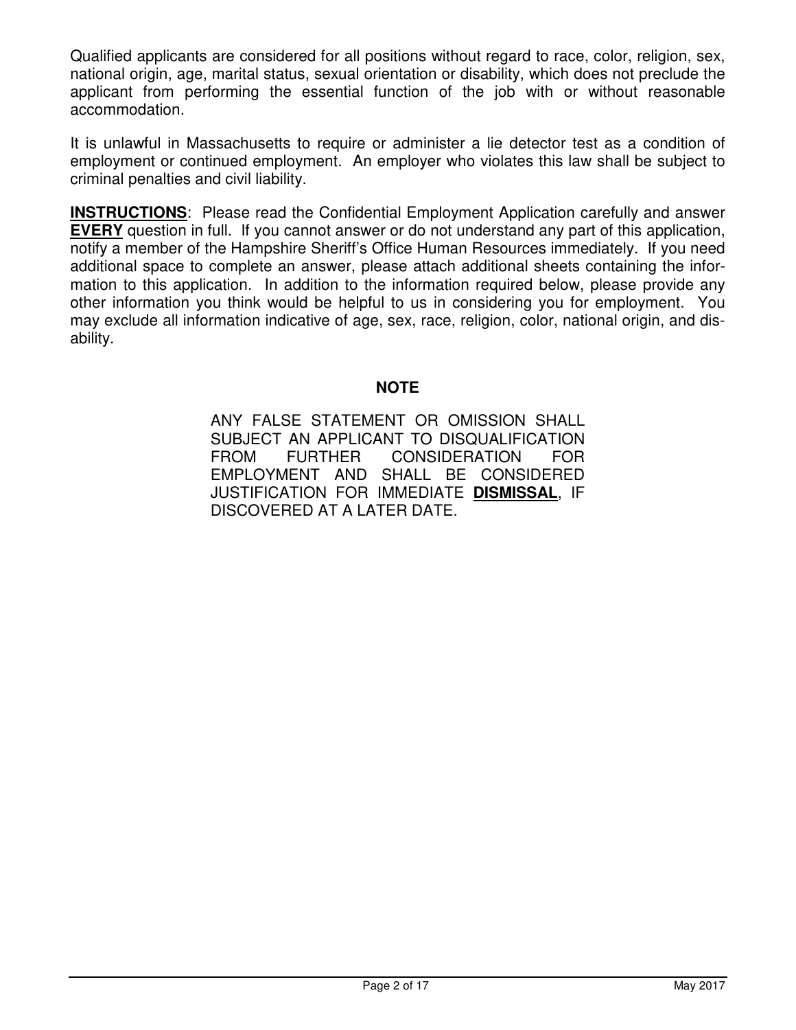Qualified applicants are considered for all positions without regard to race, color, religion, sex, national origin, age, marital status, sexual orientation or disability, which does not preclude the applicant from performing the essential function of the job with or without reasonable accommodation.

It is unlawful in Massachusetts to require or administer a lie detector test as a condition of employment or continued employment. An employer who violates this law shall be subject to criminal penalties and civil liability.

**INSTRUCTIONS**: Please read the Confidential Employment Application carefully and answer **EVERY** question in full. If you cannot answer or do not understand any part of this application, notify a member of the Hampshire Sheriff's Office Human Resources immediately. If you need additional space to complete an answer, please attach additional sheets containing the information to this application. In addition to the information required below, please provide any other information you think would be helpful to us in considering you for employment. You may exclude all information indicative of age, sex, race, religion, color, national origin, and disability.

**NOTE**

ANY FALSE STATEMENT OR OMISSION SHALL SUBJECT AN APPLICANT TO DISQUALIFICATION FROM FURTHER CONSIDERATION FOR EMPLOYMENT AND SHALL BE CONSIDERED JUSTIFICATION FOR IMMEDIATE **DISMISSAL**, IF DISCOVERED AT A LATER DATE.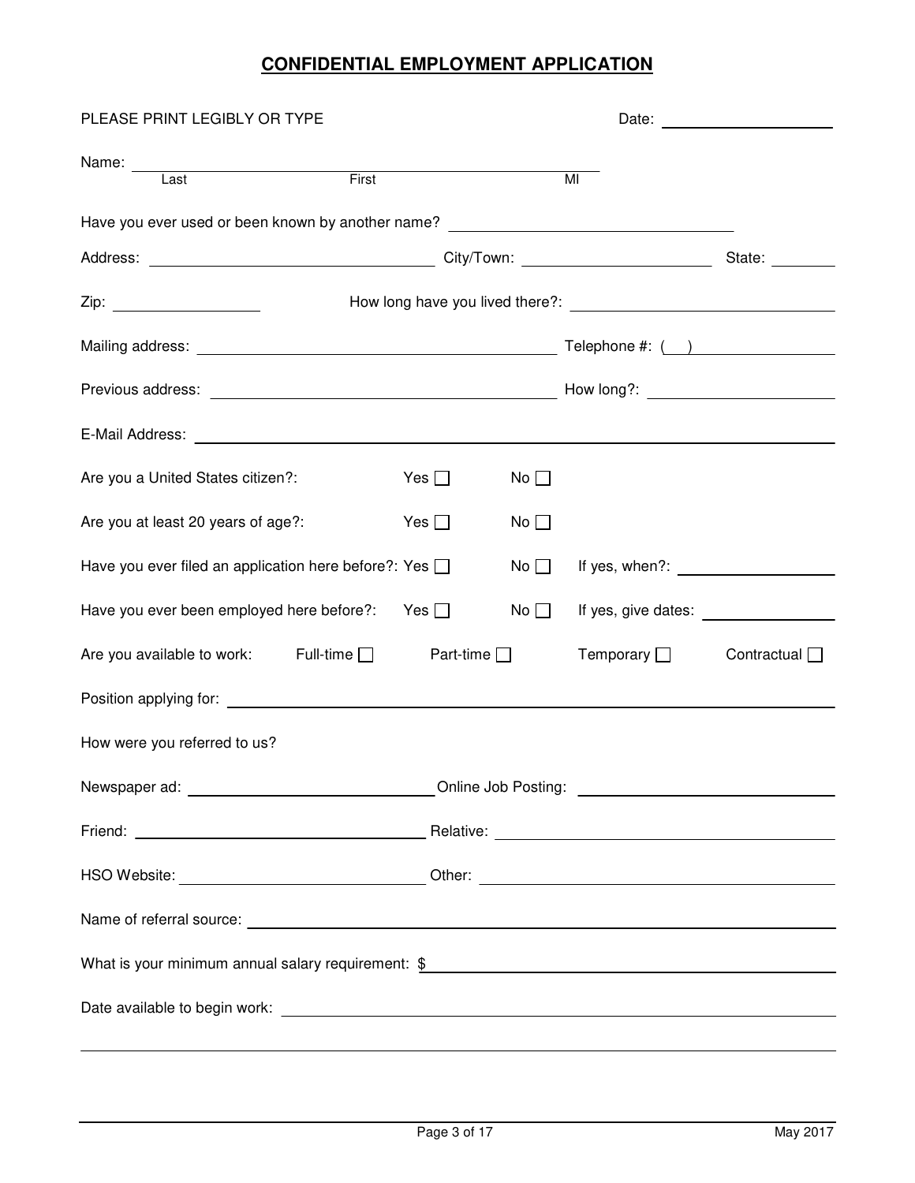# CONFIDENTIAL EMPLOYMENT APPLICATION

PLEASE PRINT LEGIBLY OR TYPE

Date: ____________________

Name: ______________________________________________
Last First MI

Have you ever used or been known by another name? ________________________________

Address: ________________________________ City/Town: ______________________ State: ________

Zip: ________________ How long have you lived there?: ______________________________

Mailing address: ________________________________________ Telephone #: ( ) ________________

Previous address: ________________________________________ How long?: ______________________

E-Mail Address: ____________________________________________________________________

Are you a United States citizen?: Yes ☐ No ☐

Are you at least 20 years of age?: Yes ☐ No ☐

Have you ever filed an application here before?: Yes ☐ No ☐ If yes, when?: ________________

Have you ever been employed here before?: Yes ☐ No ☐ If yes, give dates: ________________

Are you available to work: Full-time ☐ Part-time ☐ Temporary ☐ Contractual ☐

Position applying for: ____________________________________________________________

How were you referred to us?

Newspaper ad: ____________________________ Online Job Posting: ____________________________

Friend: ____________________________________ Relative: ____________________________________

HSO Website: ____________________________ Other: ________________________________________

Name of referral source: __________________________________________________________

What is your minimum annual salary requirement: $ ______________________________________

Date available to begin work: ______________________________________________________

____________________________________________________________________________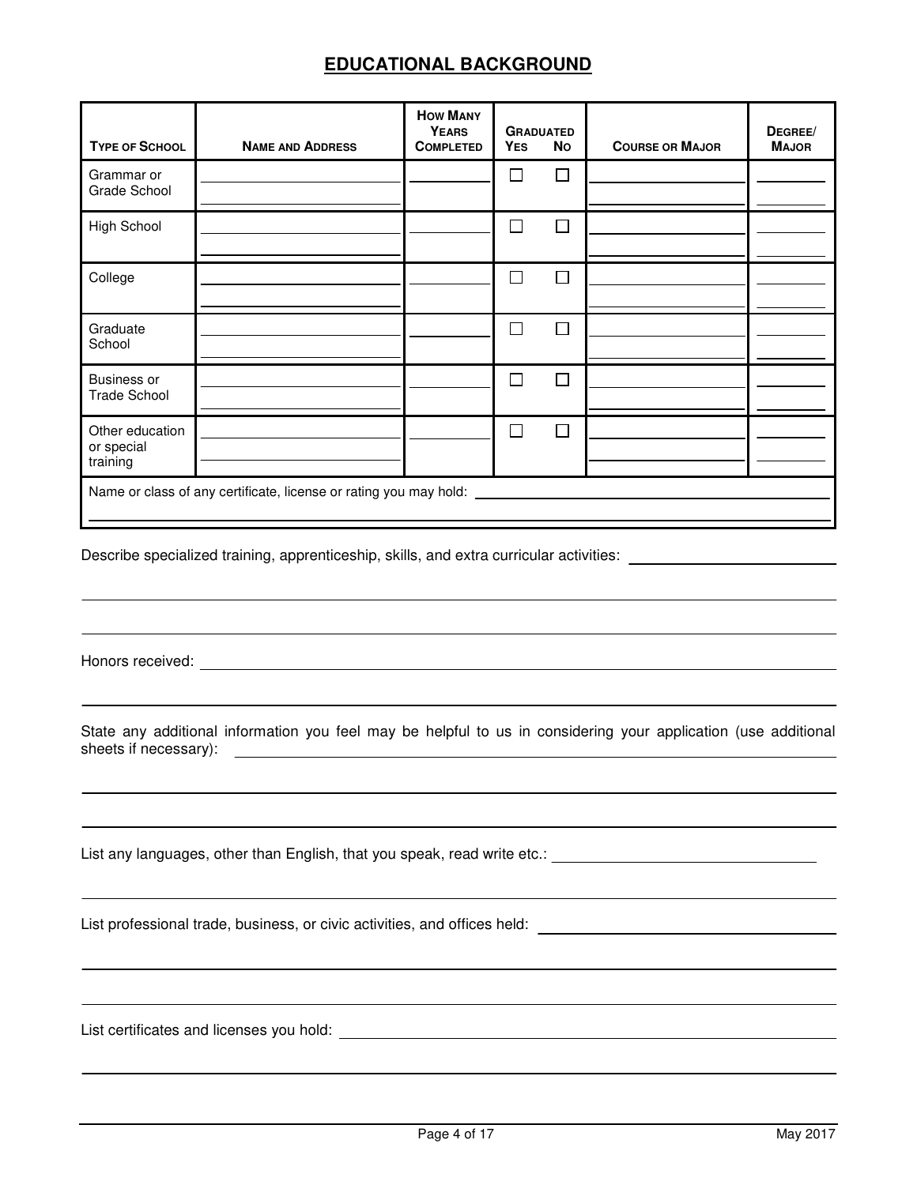# EDUCATIONAL BACKGROUND

| Type of School | Name and Address | How Many Years Completed | Graduated Yes | Graduated No | Course or Major | Degree/ Major |
|---|---|---|---|---|---|---|
| Grammar or Grade School | | | ☐ | ☐ | | |
| High School | | | ☐ | ☐ | | |
| College | | | ☐ | ☐ | | |
| Graduate School | | | ☐ | ☐ | | |
| Business or Trade School | | | ☐ | ☐ | | |
| Other education or special training | | | ☐ | ☐ | | |
| Name or class of any certificate, license or rating you may hold: | | | | | | |

Describe specialized training, apprenticeship, skills, and extra curricular activities: ______________________

Honors received: ______________________

State any additional information you feel may be helpful to us in considering your application (use additional sheets if necessary): ______________________

List any languages, other than English, that you speak, read write etc.: ______________________

List professional trade, business, or civic activities, and offices held: ______________________

List certificates and licenses you hold: ______________________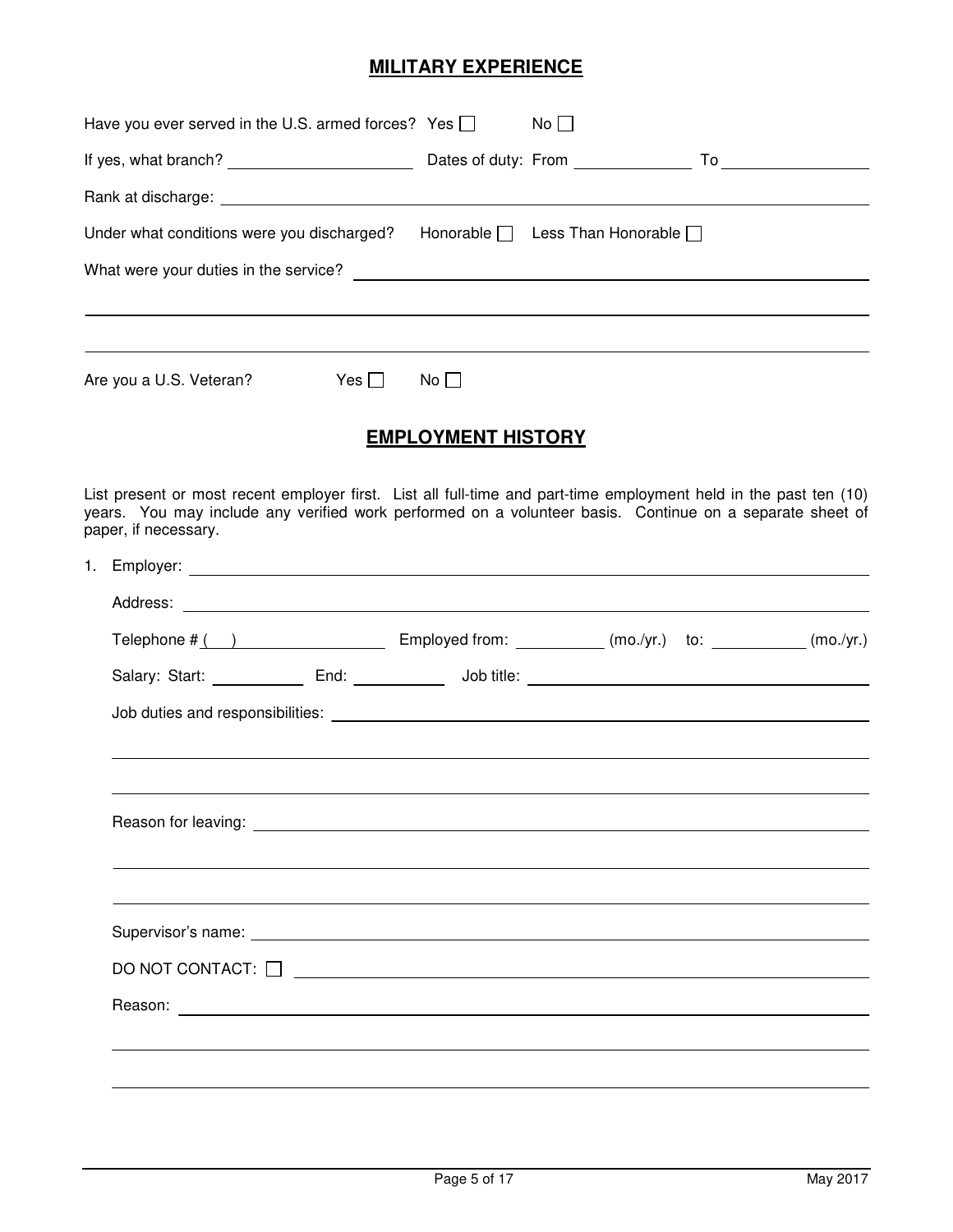## MILITARY EXPERIENCE

Have you ever served in the U.S. armed forces? Yes ☐ No ☐

If yes, what branch? ____________________ Dates of duty: From ____________ To ______________

Rank at discharge: ______________________________________________________________

Under what conditions were you discharged? Honorable ☐ Less Than Honorable ☐

What were your duties in the service? ______________________________________________

_____________________________________________________________________________

_____________________________________________________________________________

Are you a U.S. Veteran? Yes ☐ No ☐

## EMPLOYMENT HISTORY

List present or most recent employer first. List all full-time and part-time employment held in the past ten (10) years. You may include any verified work performed on a volunteer basis. Continue on a separate sheet of paper, if necessary.

1. Employer: _____________________________________________________________________

   Address: _____________________________________________________________________

   Telephone # (   ) ________________ Employed from: _________ (mo./yr.) to: __________ (mo./yr.)

   Salary: Start: __________ End: __________ Job title: ______________________________

   Job duties and responsibilities: _____________________________________________________

   _____________________________________________________________________________

   _____________________________________________________________________________

   Reason for leaving: _______________________________________________________________

   _____________________________________________________________________________

   _____________________________________________________________________________

   Supervisor's name: _______________________________________________________________

   DO NOT CONTACT: ☐ ______________________________________________________________

   Reason: _______________________________________________________________________

   _____________________________________________________________________________

   _____________________________________________________________________________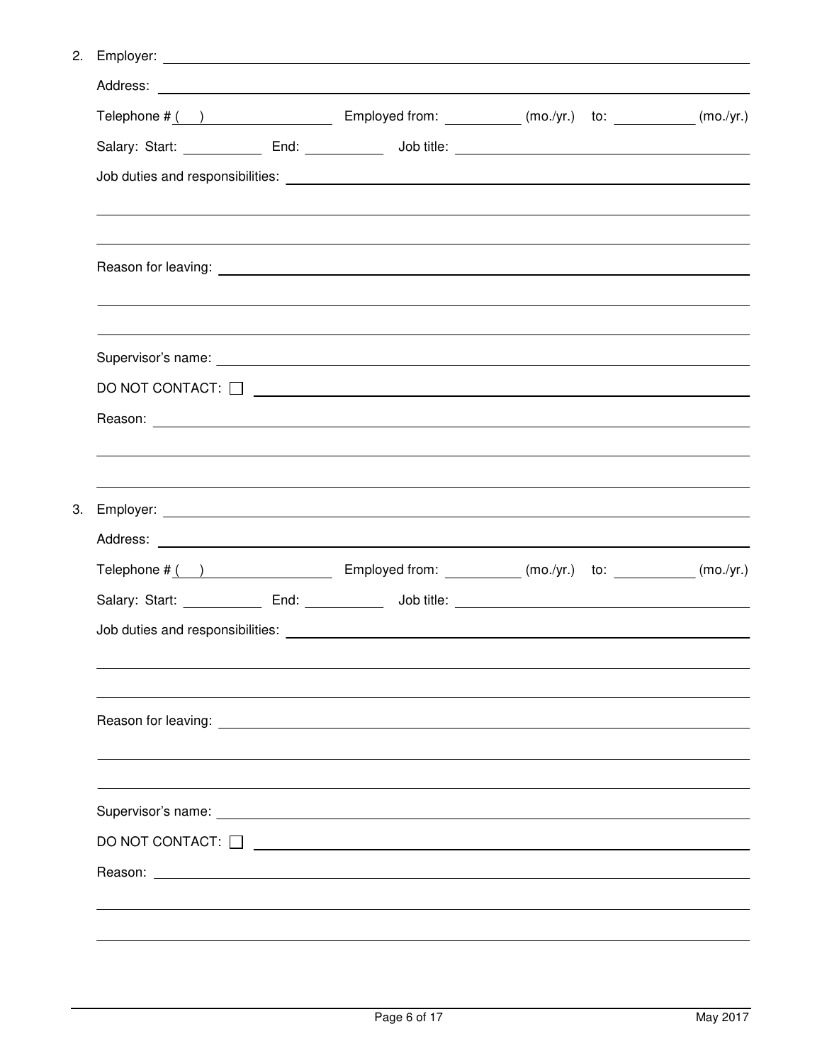2. Employer: ______________________________________________

   Address: ______________________________________________

   Telephone # (   ) ________________ Employed from: __________ (mo./yr.) to: __________ (mo./yr.)

   Salary: Start: __________ End: __________ Job title: ______________________________

   Job duties and responsibilities: ______________________________________________

   ______________________________________________

   ______________________________________________

   Reason for leaving: ______________________________________________

   ______________________________________________

   ______________________________________________

   Supervisor's name: ______________________________________________

   DO NOT CONTACT: ☐ ______________________________________________

   Reason: ______________________________________________

   ______________________________________________

   ______________________________________________

3. Employer: ______________________________________________

   Address: ______________________________________________

   Telephone # (   ) ________________ Employed from: __________ (mo./yr.) to: __________ (mo./yr.)

   Salary: Start: __________ End: __________ Job title: ______________________________

   Job duties and responsibilities: ______________________________________________

   ______________________________________________

   ______________________________________________

   Reason for leaving: ______________________________________________

   ______________________________________________

   ______________________________________________

   Supervisor's name: ______________________________________________

   DO NOT CONTACT: ☐ ______________________________________________

   Reason: ______________________________________________

   ______________________________________________

   ______________________________________________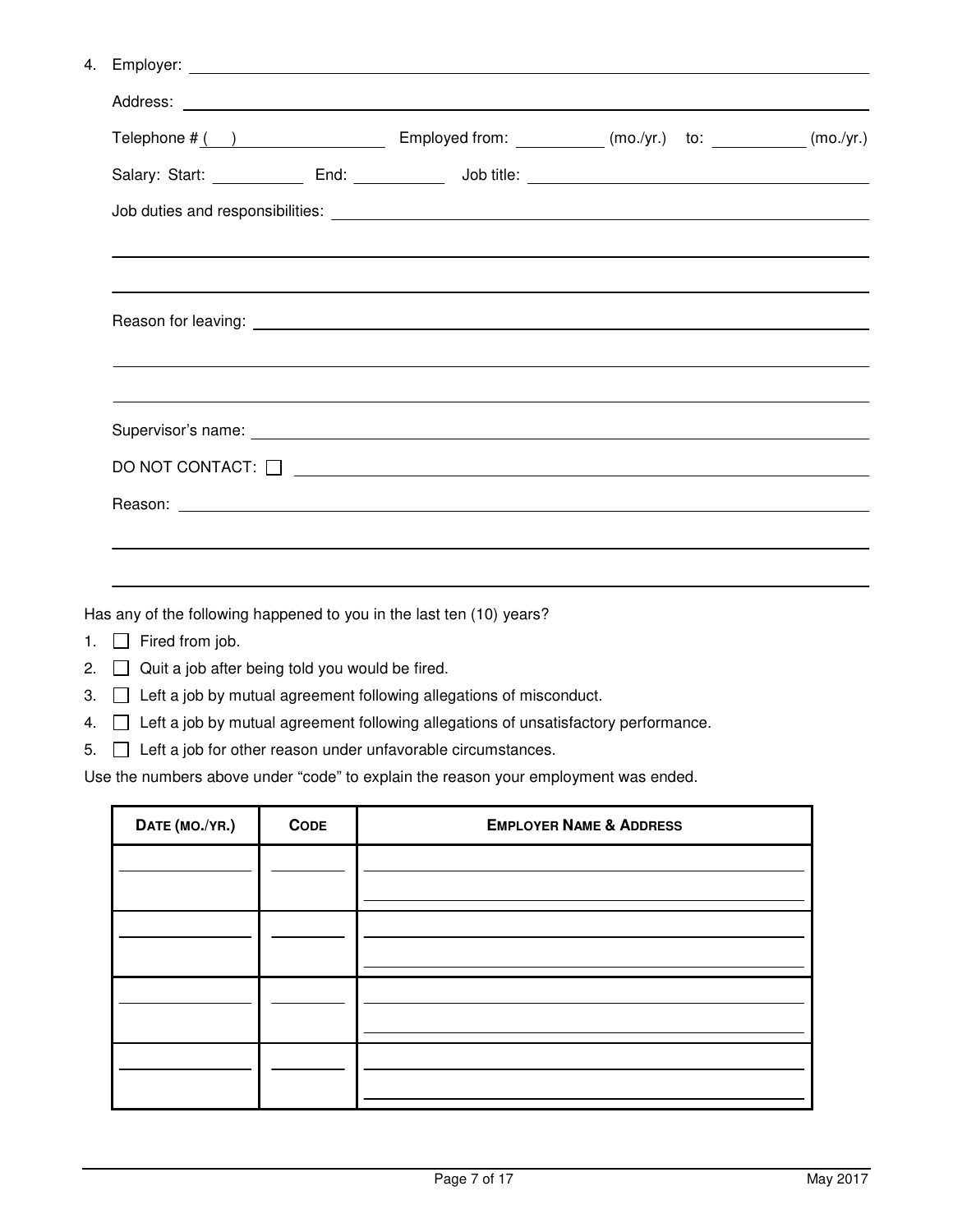4. Employer: ______________________________________________

   Address: ______________________________________________

   Telephone # (   ) ______________ Employed from: __________ (mo./yr.) to: __________ (mo./yr.)

   Salary: Start: __________ End: __________ Job title: ______________________________

   Job duties and responsibilities: ______________________________________________

   ______________________________________________

   ______________________________________________

   Reason for leaving: ______________________________________________

   ______________________________________________

   ______________________________________________

   Supervisor's name: ______________________________________________

   DO NOT CONTACT: ☐ ______________________________________________

   Reason: ______________________________________________

   ______________________________________________

   ______________________________________________

Has any of the following happened to you in the last ten (10) years?

1. ☐ Fired from job.
2. ☐ Quit a job after being told you would be fired.
3. ☐ Left a job by mutual agreement following allegations of misconduct.
4. ☐ Left a job by mutual agreement following allegations of unsatisfactory performance.
5. ☐ Left a job for other reason under unfavorable circumstances.

Use the numbers above under "code" to explain the reason your employment was ended.

| **DATE (MO./YR.)** | **CODE** | **EMPLOYER NAME & ADDRESS** |
|---|---|---|
| | | |
| | | |
| | | |
| | | |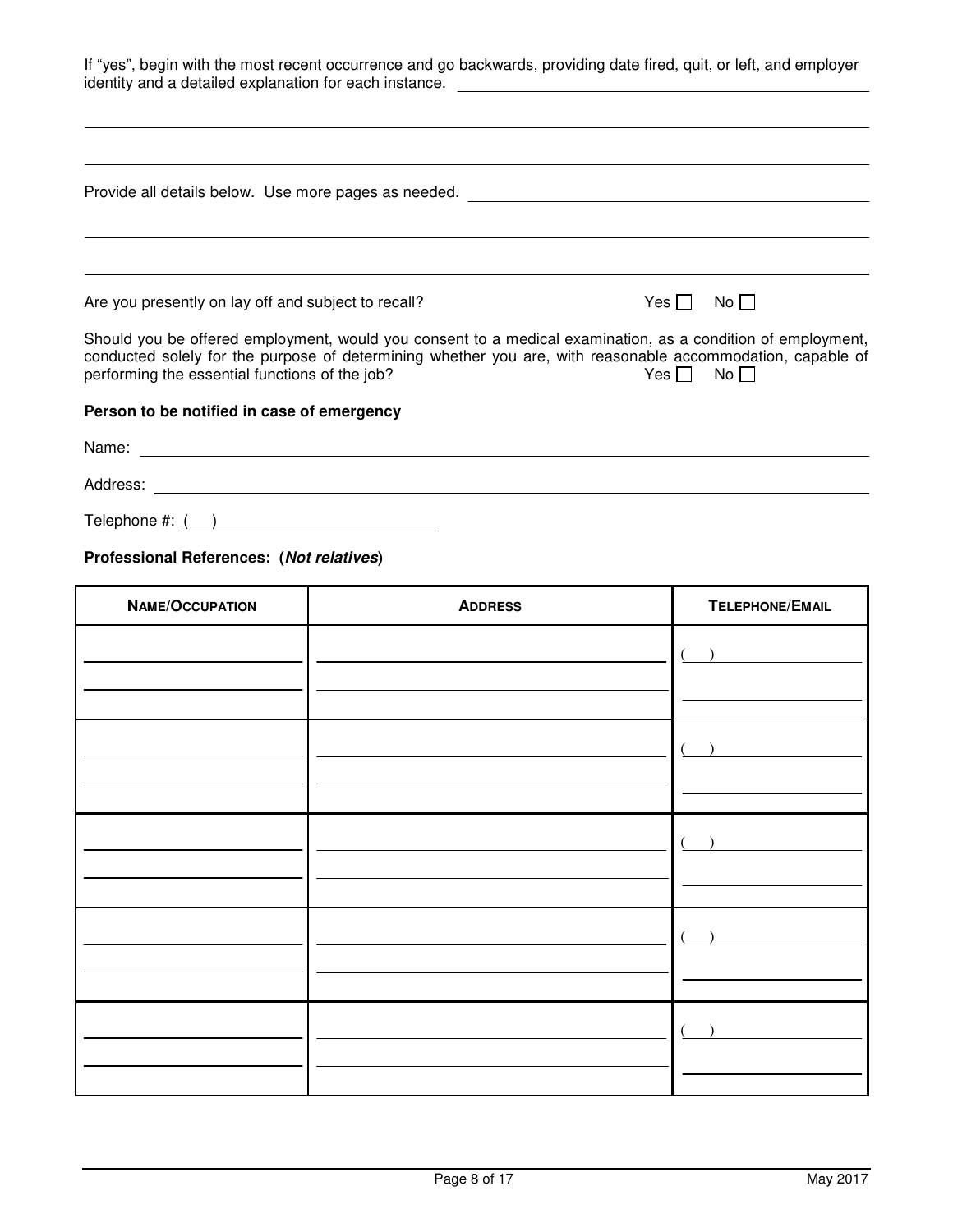If "yes", begin with the most recent occurrence and go backwards, providing date fired, quit, or left, and employer identity and a detailed explanation for each instance. ______________________________

______________________________________________________________________________

______________________________________________________________________________

Provide all details below. Use more pages as needed. ______________________________

______________________________________________________________________________

______________________________________________________________________________

Are you presently on lay off and subject to recall? Yes ☐ No ☐

Should you be offered employment, would you consent to a medical examination, as a condition of employment, conducted solely for the purpose of determining whether you are, with reasonable accommodation, capable of performing the essential functions of the job? Yes ☐ No ☐

**Person to be notified in case of emergency**

Name: ______________________________________________________________________

Address: ____________________________________________________________________

Telephone #: ( ) ________________________

**Professional References: (*Not relatives*)**

| NAME/OCCUPATION | ADDRESS | TELEPHONE/EMAIL |
|---|---|---|
| | | ( ) |
| | | ( ) |
| | | ( ) |
| | | ( ) |
| | | ( ) |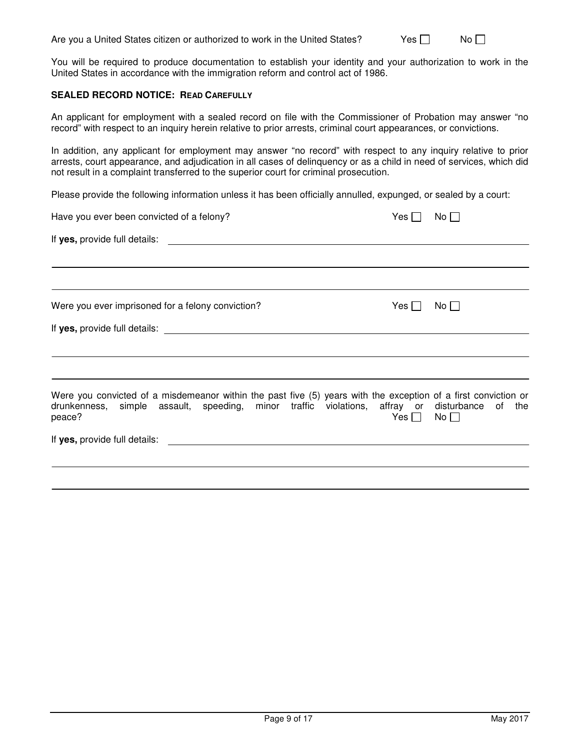Are you a United States citizen or authorized to work in the United States? Yes ☐ No ☐

You will be required to produce documentation to establish your identity and your authorization to work in the United States in accordance with the immigration reform and control act of 1986.

**SEALED RECORD NOTICE: READ CAREFULLY**

An applicant for employment with a sealed record on file with the Commissioner of Probation may answer "no record" with respect to an inquiry herein relative to prior arrests, criminal court appearances, or convictions.

In addition, any applicant for employment may answer "no record" with respect to any inquiry relative to prior arrests, court appearance, and adjudication in all cases of delinquency or as a child in need of services, which did not result in a complaint transferred to the superior court for criminal prosecution.

Please provide the following information unless it has been officially annulled, expunged, or sealed by a court:

Have you ever been convicted of a felony? Yes ☐ No ☐

If **yes,** provide full details: ______________________________________________

______________________________________________

______________________________________________

Were you ever imprisoned for a felony conviction? Yes ☐ No ☐

If **yes,** provide full details: ______________________________________________

______________________________________________

______________________________________________

Were you convicted of a misdemeanor within the past five (5) years with the exception of a first conviction or drunkenness, simple assault, speeding, minor traffic violations, affray or disturbance of the peace? Yes ☐ No ☐

If **yes,** provide full details: ______________________________________________

______________________________________________

______________________________________________

May 2017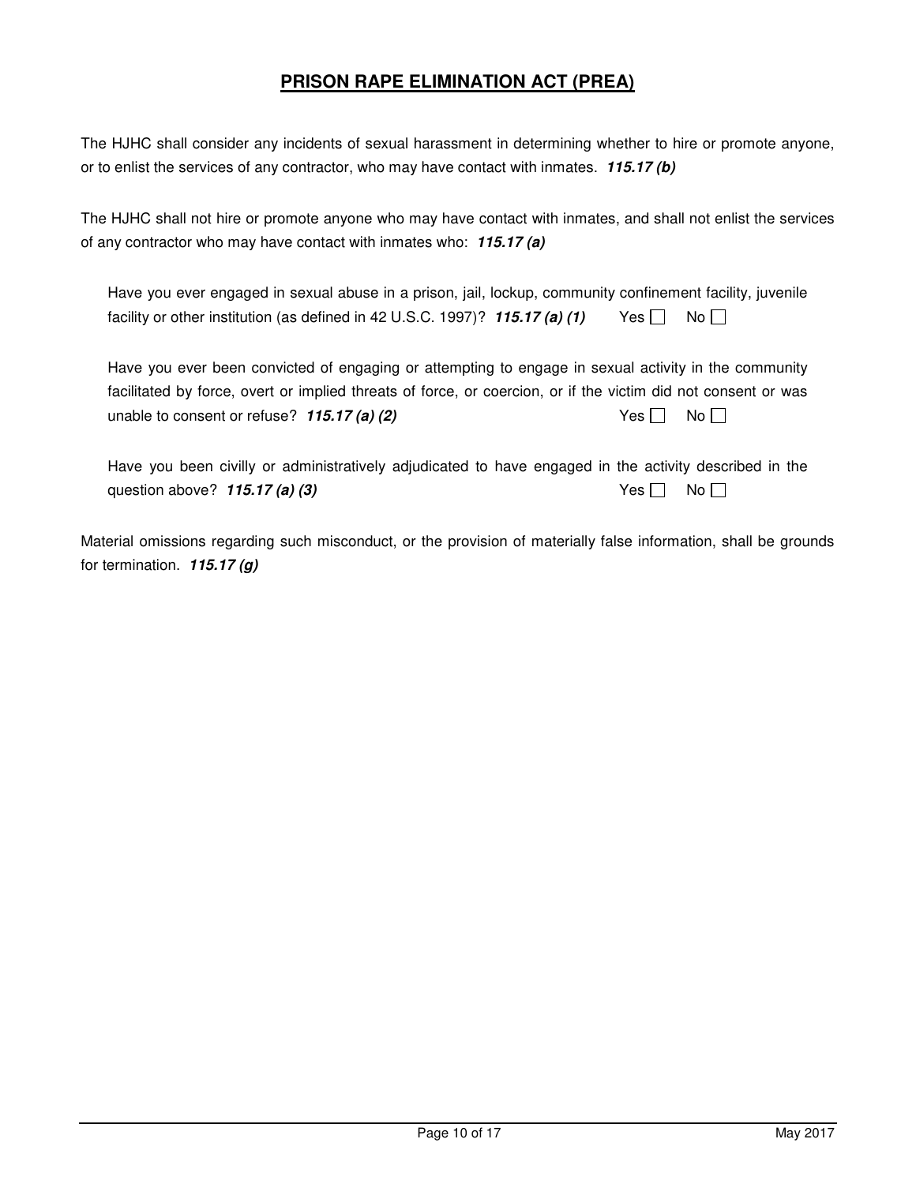# <u>PRISON RAPE ELIMINATION ACT (PREA)</u>

The HJHC shall consider any incidents of sexual harassment in determining whether to hire or promote anyone, or to enlist the services of any contractor, who may have contact with inmates. ***115.17 (b)***

The HJHC shall not hire or promote anyone who may have contact with inmates, and shall not enlist the services of any contractor who may have contact with inmates who: ***115.17 (a)***

Have you ever engaged in sexual abuse in a prison, jail, lockup, community confinement facility, juvenile facility or other institution (as defined in 42 U.S.C. 1997)? ***115.17 (a) (1)*** Yes ☐ No ☐

Have you ever been convicted of engaging or attempting to engage in sexual activity in the community facilitated by force, overt or implied threats of force, or coercion, or if the victim did not consent or was unable to consent or refuse? ***115.17 (a) (2)*** Yes ☐ No ☐

Have you been civilly or administratively adjudicated to have engaged in the activity described in the question above? ***115.17 (a) (3)*** Yes ☐ No ☐

Material omissions regarding such misconduct, or the provision of materially false information, shall be grounds for termination. ***115.17 (g)***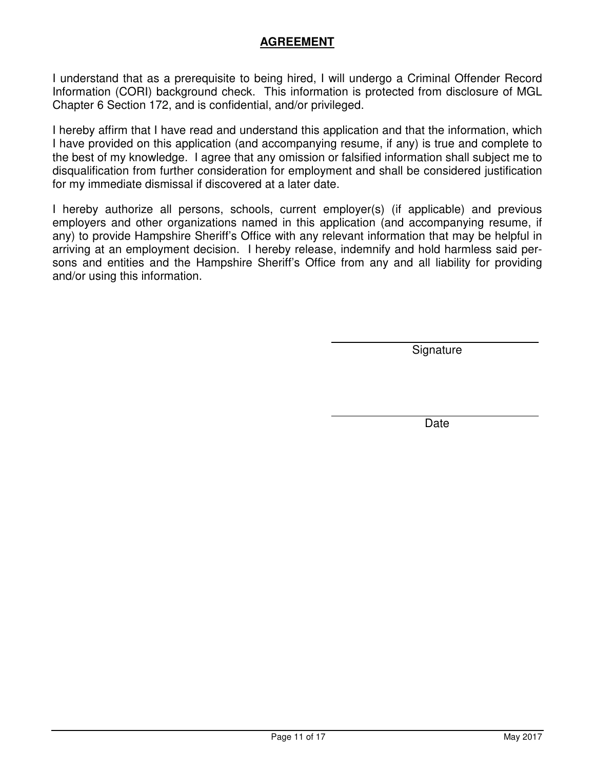## AGREEMENT

I understand that as a prerequisite to being hired, I will undergo a Criminal Offender Record Information (CORI) background check. This information is protected from disclosure of MGL Chapter 6 Section 172, and is confidential, and/or privileged.

I hereby affirm that I have read and understand this application and that the information, which I have provided on this application (and accompanying resume, if any) is true and complete to the best of my knowledge. I agree that any omission or falsified information shall subject me to disqualification from further consideration for employment and shall be considered justification for my immediate dismissal if discovered at a later date.

I hereby authorize all persons, schools, current employer(s) (if applicable) and previous employers and other organizations named in this application (and accompanying resume, if any) to provide Hampshire Sheriff's Office with any relevant information that may be helpful in arriving at an employment decision. I hereby release, indemnify and hold harmless said persons and entities and the Hampshire Sheriff's Office from any and all liability for providing and/or using this information.

______________________________
Signature

______________________________
Date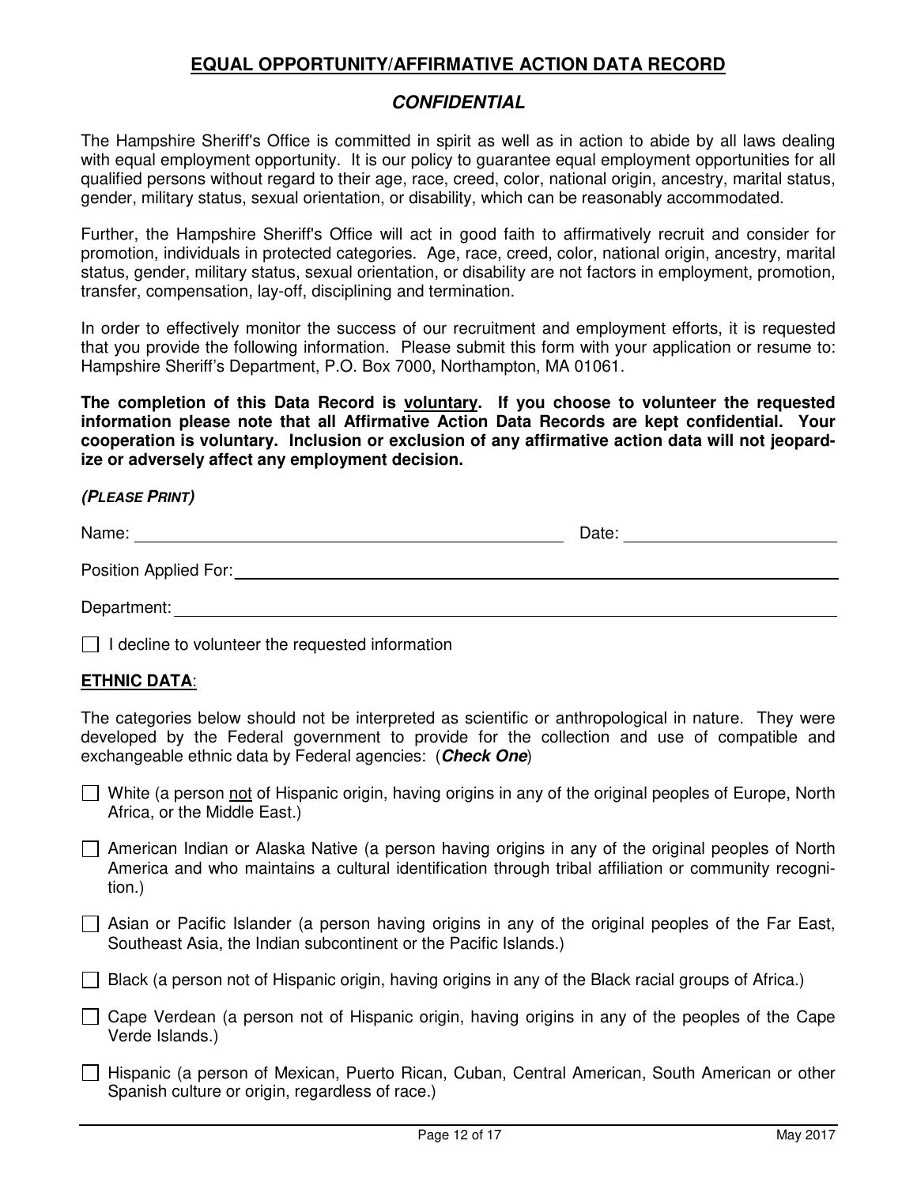## EQUAL OPPORTUNITY/AFFIRMATIVE ACTION DATA RECORD

### *CONFIDENTIAL*

The Hampshire Sheriff's Office is committed in spirit as well as in action to abide by all laws dealing with equal employment opportunity. It is our policy to guarantee equal employment opportunities for all qualified persons without regard to their age, race, creed, color, national origin, ancestry, marital status, gender, military status, sexual orientation, or disability, which can be reasonably accommodated.

Further, the Hampshire Sheriff's Office will act in good faith to affirmatively recruit and consider for promotion, individuals in protected categories. Age, race, creed, color, national origin, ancestry, marital status, gender, military status, sexual orientation, or disability are not factors in employment, promotion, transfer, compensation, lay-off, disciplining and termination.

In order to effectively monitor the success of our recruitment and employment efforts, it is requested that you provide the following information. Please submit this form with your application or resume to: Hampshire Sheriff's Department, P.O. Box 7000, Northampton, MA 01061.

**The completion of this Data Record is <u>voluntary</u>. If you choose to volunteer the requested information please note that all Affirmative Action Data Records are kept confidential. Your cooperation is voluntary. Inclusion or exclusion of any affirmative action data will not jeopardize or adversely affect any employment decision.**

***(PLEASE PRINT)***

Name: \_\_\_\_\_\_\_\_\_\_\_\_\_\_\_\_\_\_\_\_\_\_\_\_\_\_\_\_\_\_\_\_\_\_\_\_\_\_\_\_ Date: \_\_\_\_\_\_\_\_\_\_\_\_\_\_\_\_\_\_\_\_

Position Applied For: \_\_\_\_\_\_\_\_\_\_\_\_\_\_\_\_\_\_\_\_\_\_\_\_\_\_\_\_\_\_\_\_\_\_\_\_\_\_\_\_\_\_\_\_\_\_\_\_\_\_\_\_

Department: \_\_\_\_\_\_\_\_\_\_\_\_\_\_\_\_\_\_\_\_\_\_\_\_\_\_\_\_\_\_\_\_\_\_\_\_\_\_\_\_\_\_\_\_\_\_\_\_\_\_\_\_\_\_\_\_\_\_

☐ I decline to volunteer the requested information

**<u>ETHNIC DATA</u>**:

The categories below should not be interpreted as scientific or anthropological in nature. They were developed by the Federal government to provide for the collection and use of compatible and exchangeable ethnic data by Federal agencies: (***Check One***)

☐ White (a person <u>not</u> of Hispanic origin, having origins in any of the original peoples of Europe, North Africa, or the Middle East.)

☐ American Indian or Alaska Native (a person having origins in any of the original peoples of North America and who maintains a cultural identification through tribal affiliation or community recognition.)

☐ Asian or Pacific Islander (a person having origins in any of the original peoples of the Far East, Southeast Asia, the Indian subcontinent or the Pacific Islands.)

☐ Black (a person not of Hispanic origin, having origins in any of the Black racial groups of Africa.)

☐ Cape Verdean (a person not of Hispanic origin, having origins in any of the peoples of the Cape Verde Islands.)

☐ Hispanic (a person of Mexican, Puerto Rican, Cuban, Central American, South American or other Spanish culture or origin, regardless of race.)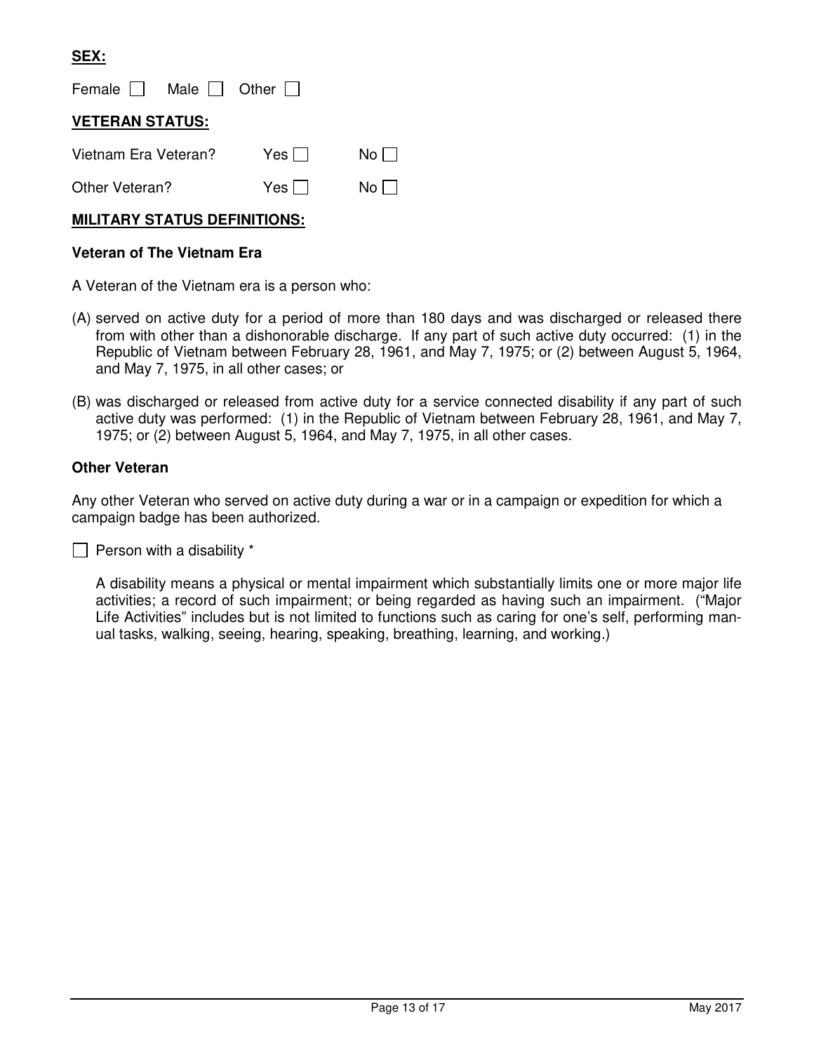**SEX:**

Female ☐ Male ☐ Other ☐

**VETERAN STATUS:**

Vietnam Era Veteran? Yes ☐ No ☐

Other Veteran? Yes ☐ No ☐

**MILITARY STATUS DEFINITIONS:**

**Veteran of The Vietnam Era**

A Veteran of the Vietnam era is a person who:

(A) served on active duty for a period of more than 180 days and was discharged or released there from with other than a dishonorable discharge. If any part of such active duty occurred: (1) in the Republic of Vietnam between February 28, 1961, and May 7, 1975; or (2) between August 5, 1964, and May 7, 1975, in all other cases; or

(B) was discharged or released from active duty for a service connected disability if any part of such active duty was performed: (1) in the Republic of Vietnam between February 28, 1961, and May 7, 1975; or (2) between August 5, 1964, and May 7, 1975, in all other cases.

**Other Veteran**

Any other Veteran who served on active duty during a war or in a campaign or expedition for which a campaign badge has been authorized.

☐ Person with a disability *

A disability means a physical or mental impairment which substantially limits one or more major life activities; a record of such impairment; or being regarded as having such an impairment. ("Major Life Activities" includes but is not limited to functions such as caring for one's self, performing manual tasks, walking, seeing, hearing, speaking, breathing, learning, and working.)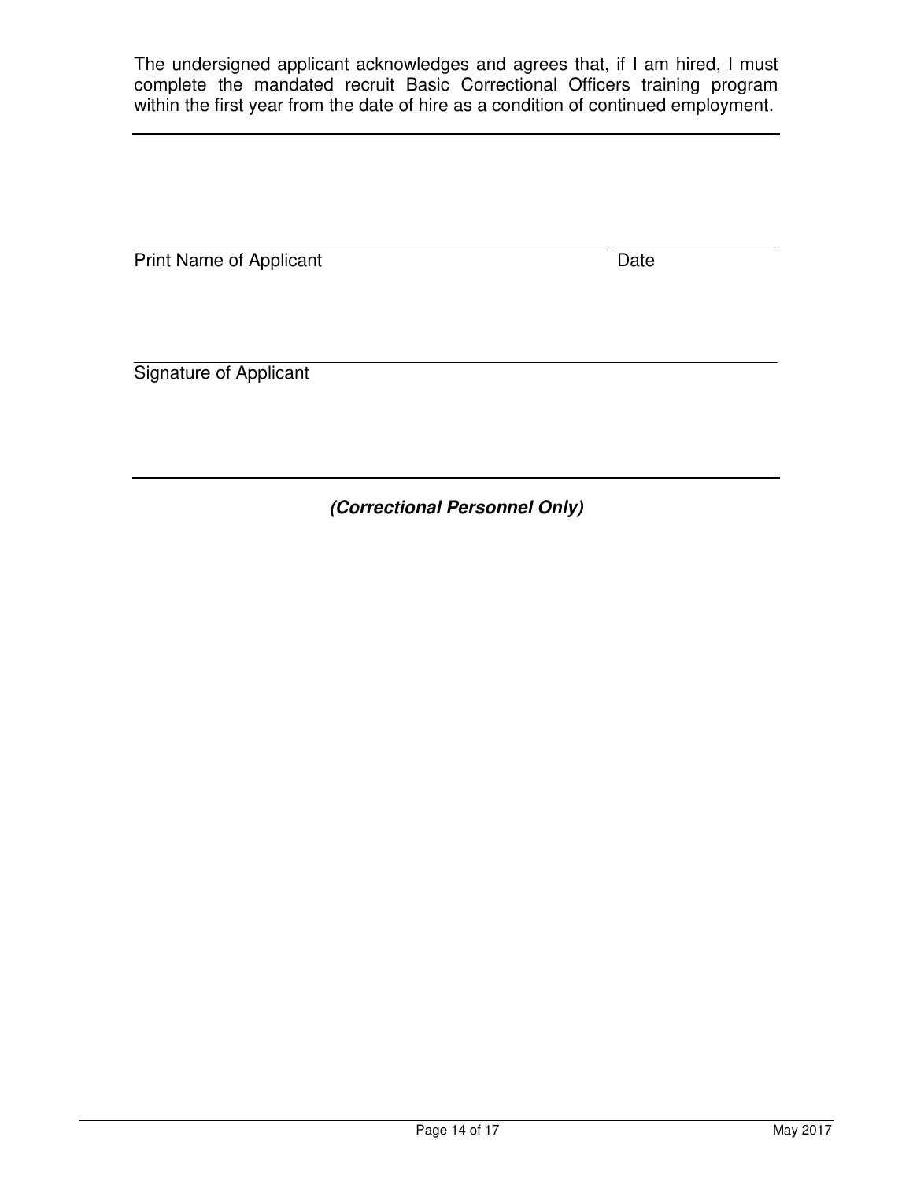The undersigned applicant acknowledges and agrees that, if I am hired, I must complete the mandated recruit Basic Correctional Officers training program within the first year from the date of hire as a condition of continued employment.

---

______________________________________________ ________________

Print Name of Applicant Date

______________________________________________________________

Signature of Applicant

---

***(Correctional Personnel Only)***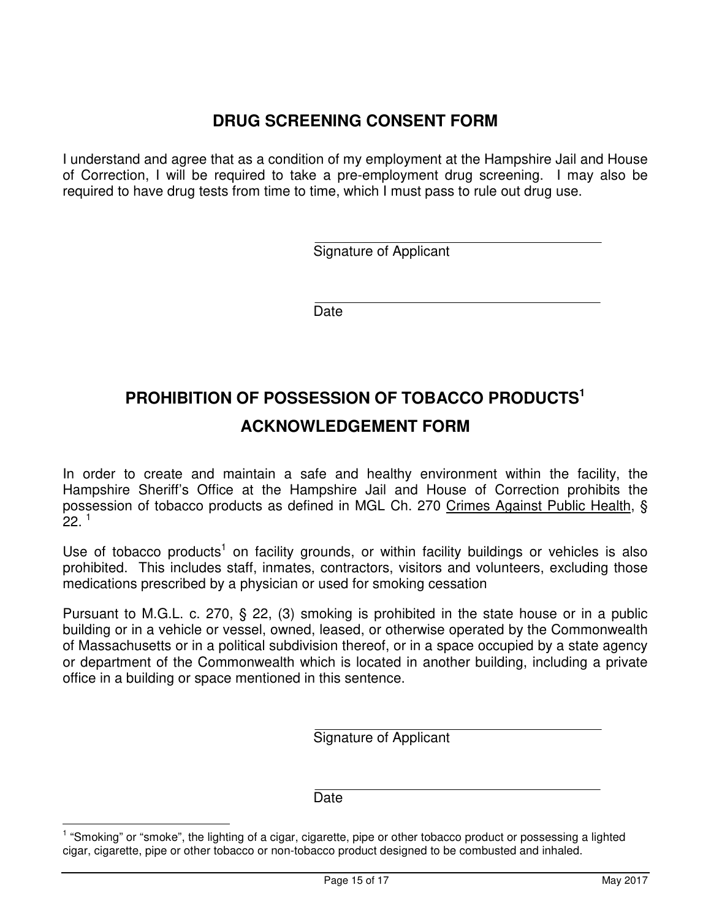## DRUG SCREENING CONSENT FORM

I understand and agree that as a condition of my employment at the Hampshire Jail and House of Correction, I will be required to take a pre-employment drug screening. I may also be required to have drug tests from time to time, which I must pass to rule out drug use.

\_\_\_\_\_\_\_\_\_\_\_\_\_\_\_\_\_\_\_\_\_\_\_\_\_\_\_\_\_\_\_\_\_\_\_\_\_\_
Signature of Applicant

\_\_\_\_\_\_\_\_\_\_\_\_\_\_\_\_\_\_\_\_\_\_\_\_\_\_\_\_\_\_\_\_\_\_\_\_\_\_
Date

## PROHIBITION OF POSSESSION OF TOBACCO PRODUCTS[1]

## ACKNOWLEDGEMENT FORM

In order to create and maintain a safe and healthy environment within the facility, the Hampshire Sheriff's Office at the Hampshire Jail and House of Correction prohibits the possession of tobacco products as defined in MGL Ch. 270 Crimes Against Public Health, § 22. [1]

Use of tobacco products[1] on facility grounds, or within facility buildings or vehicles is also prohibited. This includes staff, inmates, contractors, visitors and volunteers, excluding those medications prescribed by a physician or used for smoking cessation

Pursuant to M.G.L. c. 270, § 22, (3) smoking is prohibited in the state house or in a public building or in a vehicle or vessel, owned, leased, or otherwise operated by the Commonwealth of Massachusetts or in a political subdivision thereof, or in a space occupied by a state agency or department of the Commonwealth which is located in another building, including a private office in a building or space mentioned in this sentence.

\_\_\_\_\_\_\_\_\_\_\_\_\_\_\_\_\_\_\_\_\_\_\_\_\_\_\_\_\_\_\_\_\_\_\_\_\_\_
Signature of Applicant

\_\_\_\_\_\_\_\_\_\_\_\_\_\_\_\_\_\_\_\_\_\_\_\_\_\_\_\_\_\_\_\_\_\_\_\_\_\_
Date

---

[1] "Smoking" or "smoke", the lighting of a cigar, cigarette, pipe or other tobacco product or possessing a lighted cigar, cigarette, pipe or other tobacco or non-tobacco product designed to be combusted and inhaled.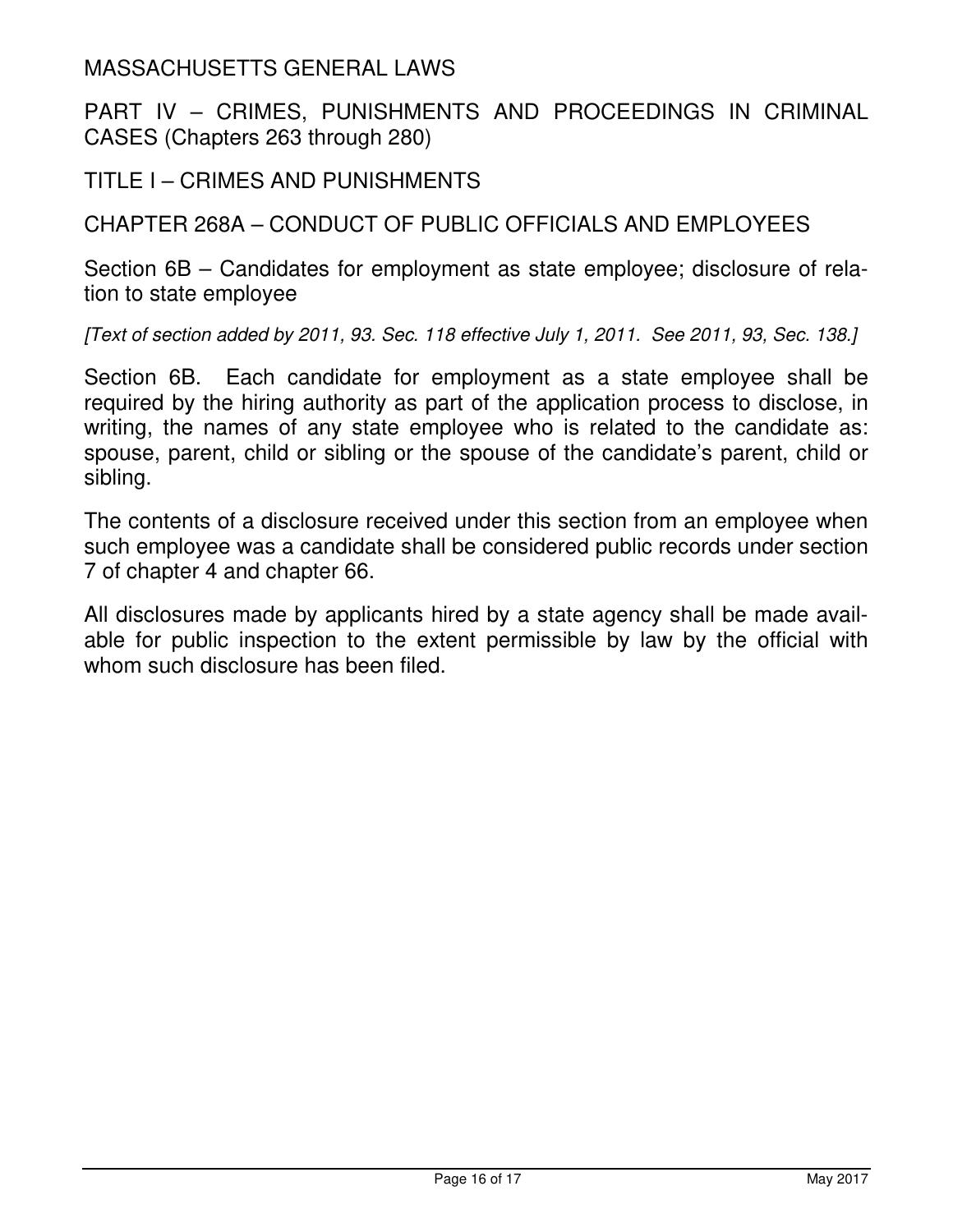MASSACHUSETTS GENERAL LAWS

PART IV – CRIMES, PUNISHMENTS AND PROCEEDINGS IN CRIMINAL CASES (Chapters 263 through 280)

TITLE I – CRIMES AND PUNISHMENTS

CHAPTER 268A – CONDUCT OF PUBLIC OFFICIALS AND EMPLOYEES

Section 6B – Candidates for employment as state employee; disclosure of relation to state employee

*[Text of section added by 2011, 93. Sec. 118 effective July 1, 2011. See 2011, 93, Sec. 138.]*

Section 6B. Each candidate for employment as a state employee shall be required by the hiring authority as part of the application process to disclose, in writing, the names of any state employee who is related to the candidate as: spouse, parent, child or sibling or the spouse of the candidate's parent, child or sibling.

The contents of a disclosure received under this section from an employee when such employee was a candidate shall be considered public records under section 7 of chapter 4 and chapter 66.

All disclosures made by applicants hired by a state agency shall be made available for public inspection to the extent permissible by law by the official with whom such disclosure has been filed.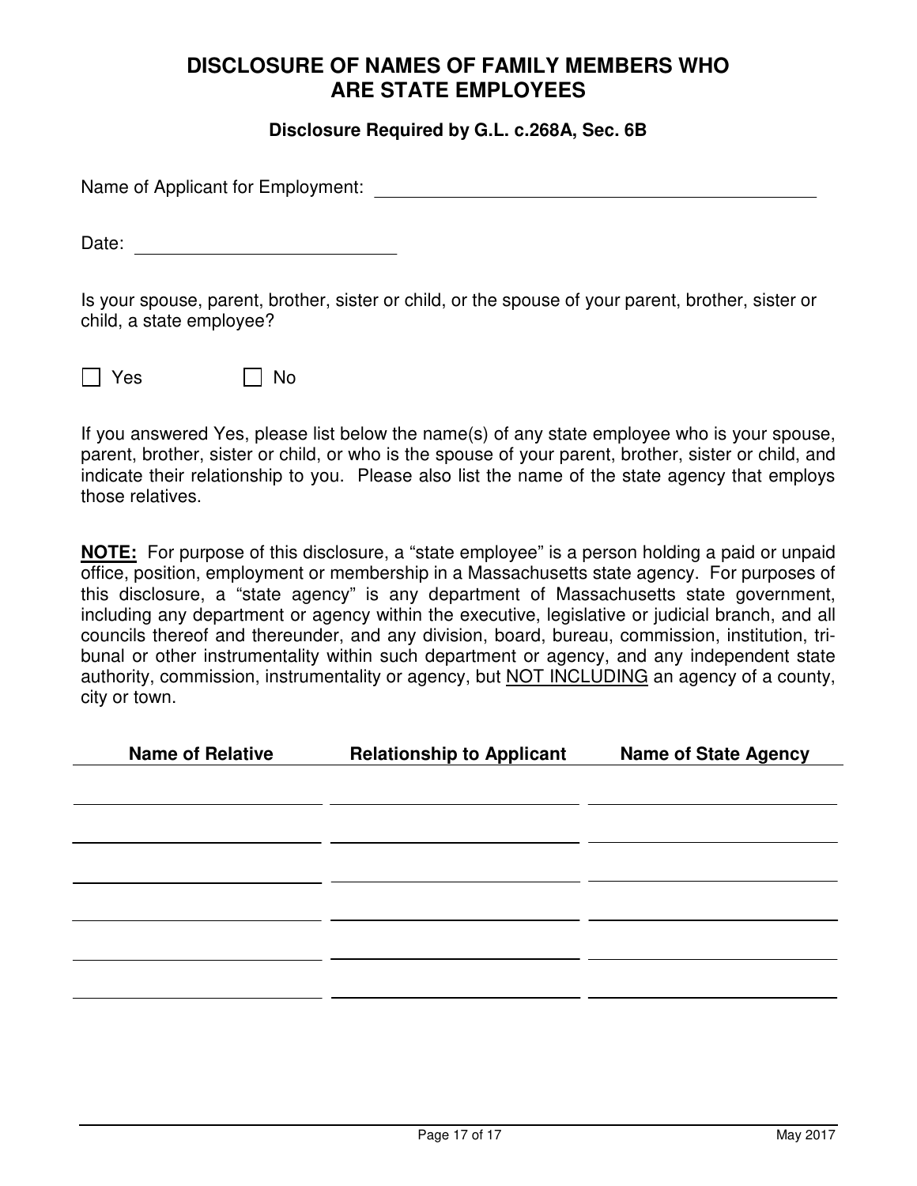# DISCLOSURE OF NAMES OF FAMILY MEMBERS WHO ARE STATE EMPLOYEES

**Disclosure Required by G.L. c.268A, Sec. 6B**

Name of Applicant for Employment: ______________________________________________

Date: __________________________

Is your spouse, parent, brother, sister or child, or the spouse of your parent, brother, sister or child, a state employee?

☐ Yes ☐ No

If you answered Yes, please list below the name(s) of any state employee who is your spouse, parent, brother, sister or child, or who is the spouse of your parent, brother, sister or child, and indicate their relationship to you. Please also list the name of the state agency that employs those relatives.

**NOTE:** For purpose of this disclosure, a "state employee" is a person holding a paid or unpaid office, position, employment or membership in a Massachusetts state agency. For purposes of this disclosure, a "state agency" is any department of Massachusetts state government, including any department or agency within the executive, legislative or judicial branch, and all councils thereof and thereunder, and any division, board, bureau, commission, institution, tribunal or other instrumentality within such department or agency, and any independent state authority, commission, instrumentality or agency, but NOT INCLUDING an agency of a county, city or town.

| Name of Relative | Relationship to Applicant | Name of State Agency |
| --- | --- | --- |
| | | |
| | | |
| | | |
| | | |
| | | |
| | | |